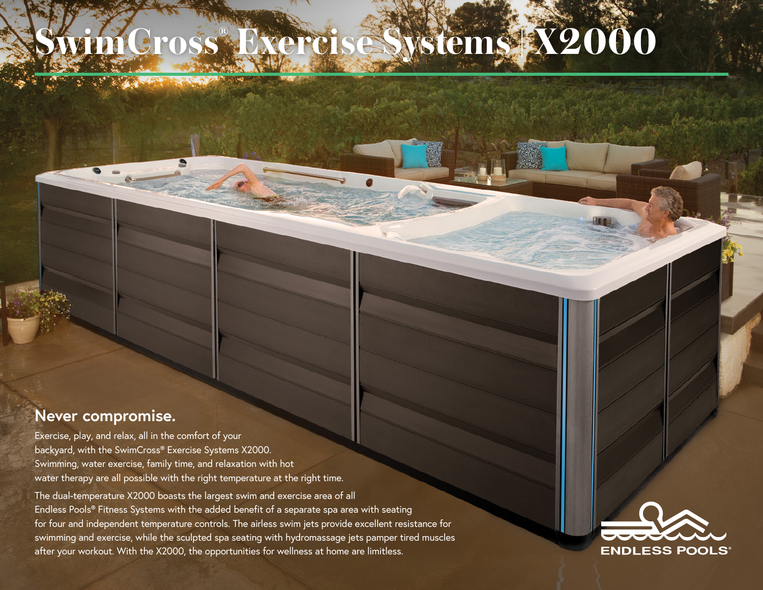# SwimCross® Exercise Systems | X2000

## Never compromise.

Exercise, play, and relax, all in the comfort of your backyard, with the SwimCross® Exercise Systems X2000. Swimming, water exercise, family time, and relaxation with hot water therapy are all possible with the right temperature at the right time.

The dual-temperature X2000 boasts the largest swim and exercise area of all Endless Pools® Fitness Systems with the added benefit of a separate spa area with seating for four and independent temperature controls. The airless swim jets provide excellent resistance for swimming and exercise, while the sculpted spa seating with hydromassage jets pamper tired muscles after your workout. With the X2000, the opportunities for wellness at home are limitless.

ENDLESS POOLS®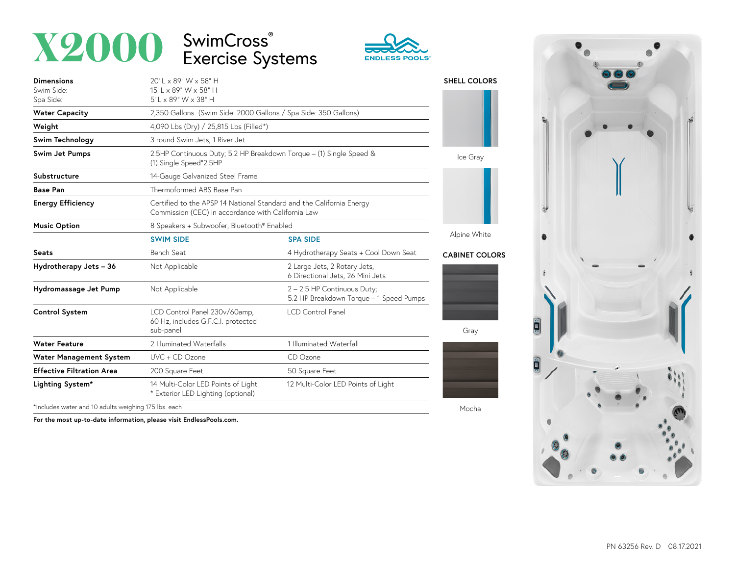# X2000 SwimCross® Exercise Systems

ENDLESS POOLS®

| | | |
|---|---|---|
| **Dimensions** | 20' L x 89" W x 58" H | |
| Swim Side: | 15' L x 89" W x 58" H | |
| Spa Side: | 5' L x 89" W x 38" H | |
| **Water Capacity** | 2,350 Gallons (Swim Side: 2000 Gallons / Spa Side: 350 Gallons) | |
| **Weight** | 4,090 Lbs (Dry) / 25,815 Lbs (Filled*) | |
| **Swim Technology** | 3 round Swim Jets, 1 River Jet | |
| **Swim Jet Pumps** | 2.5HP Continuous Duty; 5.2 HP Breakdown Torque – (1) Single Speed & (1) Single Speed"2.5HP | |
| **Substructure** | 14-Gauge Galvanized Steel Frame | |
| **Base Pan** | Thermoformed ABS Base Pan | |
| **Energy Efficiency** | Certified to the APSP 14 National Standard and the California Energy Commission (CEC) in accordance with California Law | |
| **Music Option** | 8 Speakers + Subwoofer, Bluetooth® Enabled | |
| | **SWIM SIDE** | **SPA SIDE** |
| **Seats** | Bench Seat | 4 Hydrotherapy Seats + Cool Down Seat |
| **Hydrotherapy Jets – 36** | Not Applicable | 2 Large Jets, 2 Rotary Jets, 6 Directional Jets, 26 Mini Jets |
| **Hydromassage Jet Pump** | Not Applicable | 2 – 2.5 HP Continuous Duty; 5.2 HP Breakdown Torque – 1 Speed Pumps |
| **Control System** | LCD Control Panel 230v/60amp, 60 Hz, includes G.F.C.I. protected sub-panel | LCD Control Panel |
| **Water Feature** | 2 Illuminated Waterfalls | 1 Illuminated Waterfall |
| **Water Management System** | UVC + CD Ozone | CD Ozone |
| **Effective Filtration Area** | 200 Square Feet | 50 Square Feet |
| **Lighting System*** | 14 Multi-Color LED Points of Light * Exterior LED Lighting (optional) | 12 Multi-Color LED Points of Light |

*Includes water and 10 adults weighing 175 lbs. each

**For the most up-to-date information, please visit EndlessPools.com.**

**SHELL COLORS**

Ice Gray

Alpine White

**CABINET COLORS**

Gray

Mocha

PN 63256 Rev. D 08.17.2021